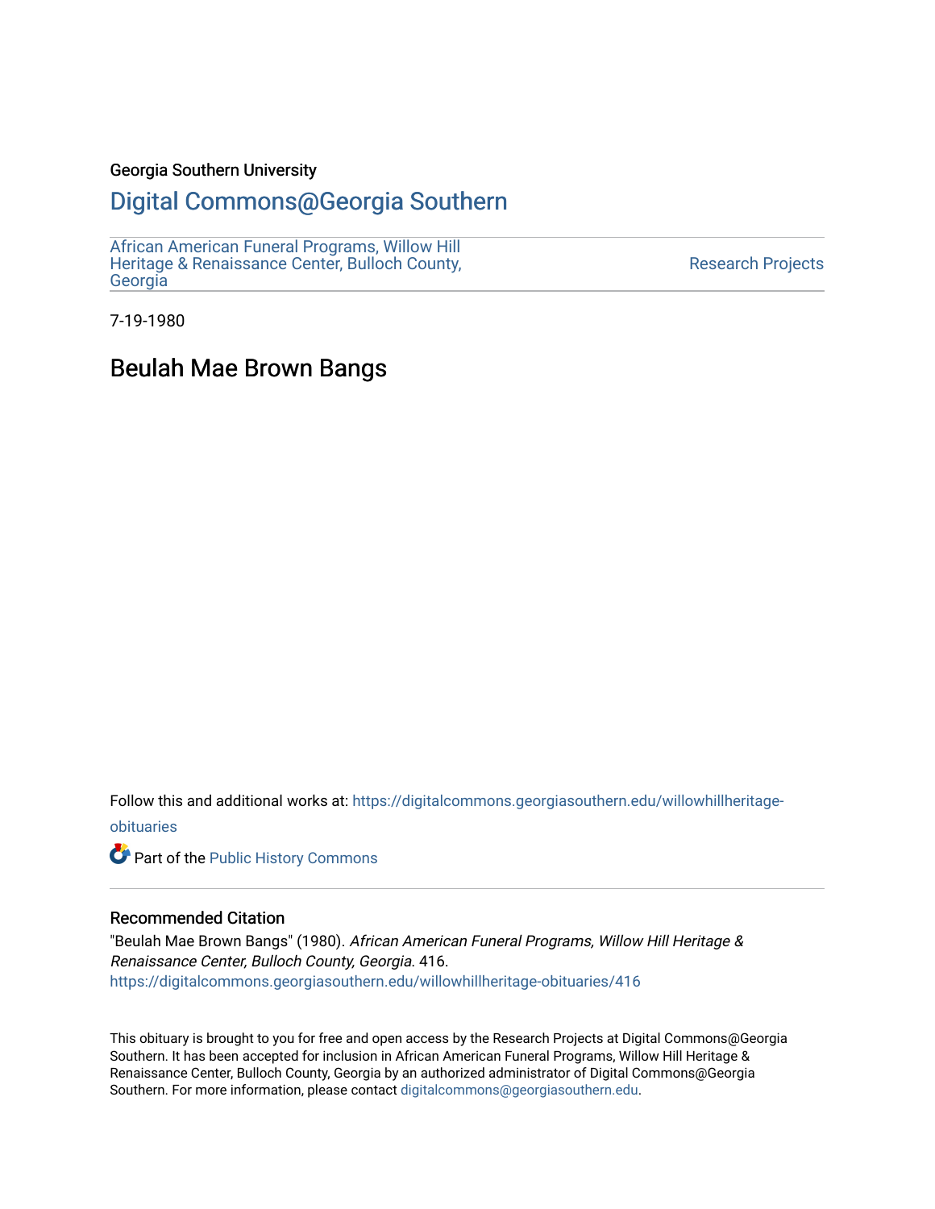Georgia Southern University

# Digital Commons@Georgia Southern

African American Funeral Programs, Willow Hill Heritage & Renaissance Center, Bulloch County, Georgia

Research Projects

7-19-1980

## Beulah Mae Brown Bangs

Follow this and additional works at: https://digitalcommons.georgiasouthern.edu/willowhillheritage-obituaries

Part of the Public History Commons

### Recommended Citation

"Beulah Mae Brown Bangs" (1980). *African American Funeral Programs, Willow Hill Heritage & Renaissance Center, Bulloch County, Georgia*. 416.
https://digitalcommons.georgiasouthern.edu/willowhillheritage-obituaries/416

This obituary is brought to you for free and open access by the Research Projects at Digital Commons@Georgia Southern. It has been accepted for inclusion in African American Funeral Programs, Willow Hill Heritage & Renaissance Center, Bulloch County, Georgia by an authorized administrator of Digital Commons@Georgia Southern. For more information, please contact digitalcommons@georgiasouthern.edu.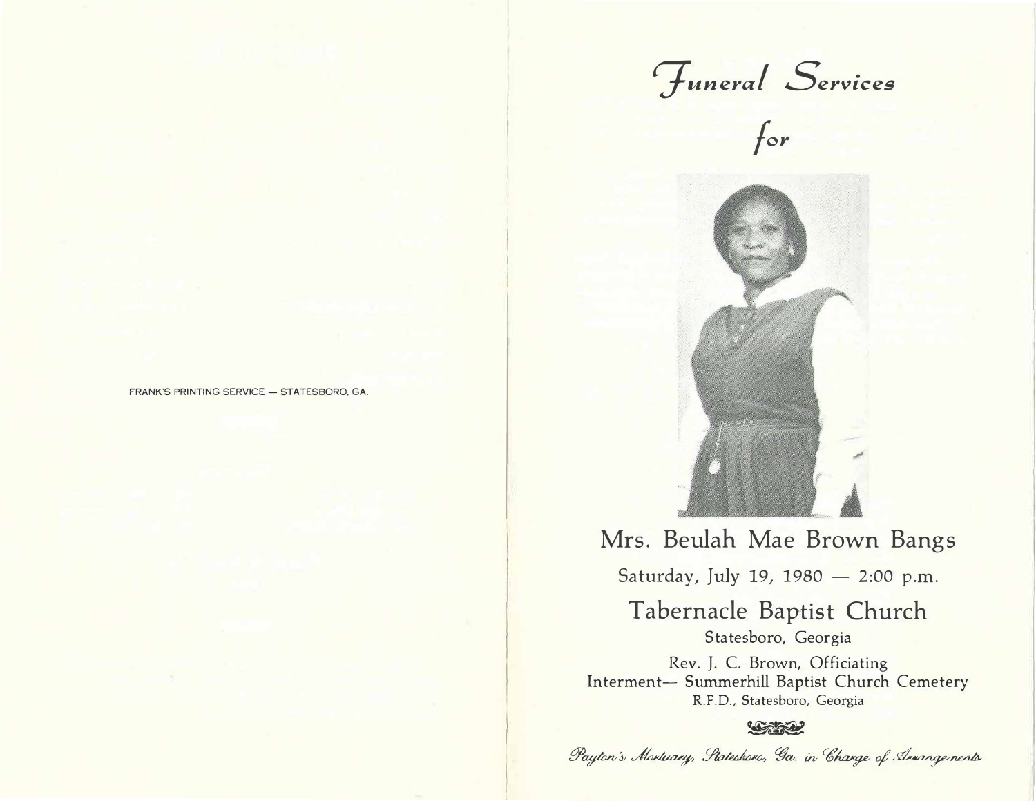FRANK'S PRINTING SERVICE — STATESBORO, GA.

# *Funeral Services*

*for*

## Mrs. Beulah Mae Brown Bangs

Saturday, July 19, 1980 — 2:00 p.m.

## Tabernacle Baptist Church

Statesboro, Georgia

Rev. J. C. Brown, Officiating

Interment— Summerhill Baptist Church Cemetery

R.F.D., Statesboro, Georgia

*Payton's Mortuary, Statesboro, Ga. in Charge of Arrangements*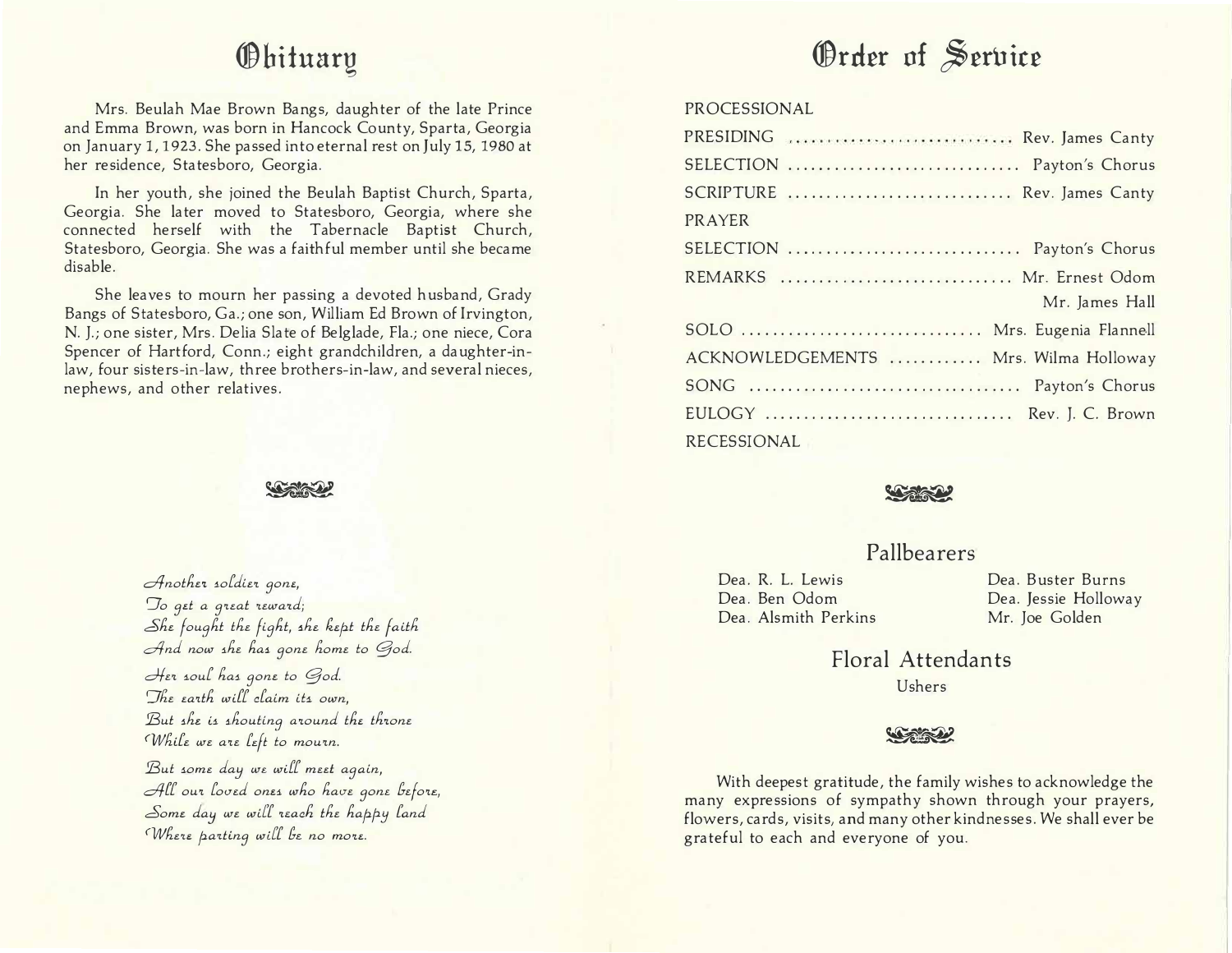# Obituary

Mrs. Beulah Mae Brown Bangs, daughter of the late Prince and Emma Brown, was born in Hancock County, Sparta, Georgia on January 1, 1923. She passed into eternal rest on July 15, 1980 at her residence, Statesboro, Georgia.

In her youth, she joined the Beulah Baptist Church, Sparta, Georgia. She later moved to Statesboro, Georgia, where she connected herself with the Tabernacle Baptist Church, Statesboro, Georgia. She was a faithful member until she became disable.

She leaves to mourn her passing a devoted husband, Grady Bangs of Statesboro, Ga.; one son, William Ed Brown of Irvington, N. J.; one sister, Mrs. Delia Slate of Belglade, Fla.; one niece, Cora Spencer of Hartford, Conn.; eight grandchildren, a daughter-in-law, four sisters-in-law, three brothers-in-law, and several nieces, nephews, and other relatives.

*Another soldier gone,*
*To get a great reward;*
*She fought the fight, she kept the faith*
*And now she has gone home to God.*

*Her soul has gone to God.*
*The earth will claim its own,*
*But she is shouting around the throne*
*While we are left to mourn.*

*But some day we will meet again,*
*All our loved ones who have gone before,*
*Some day we will reach the happy land*
*Where parting will be no more.*

# Order of Service

PROCESSIONAL

PRESIDING .............................. Rev. James Canty

SELECTION .............................. Payton's Chorus

SCRIPTURE .............................. Rev. James Canty

PRAYER

SELECTION .............................. Payton's Chorus

REMARKS .............................. Mr. Ernest Odom
Mr. James Hall

SOLO .............................. Mrs. Eugenia Flannell

ACKNOWLEDGEMENTS ............ Mrs. Wilma Holloway

SONG .............................. Payton's Chorus

EULOGY .............................. Rev. J. C. Brown

RECESSIONAL

## Pallbearers

Dea. R. L. Lewis
Dea. Ben Odom
Dea. Alsmith Perkins
Dea. Buster Burns
Dea. Jessie Holloway
Mr. Joe Golden

## Floral Attendants

Ushers

With deepest gratitude, the family wishes to acknowledge the many expressions of sympathy shown through your prayers, flowers, cards, visits, and many other kindnesses. We shall ever be grateful to each and everyone of you.